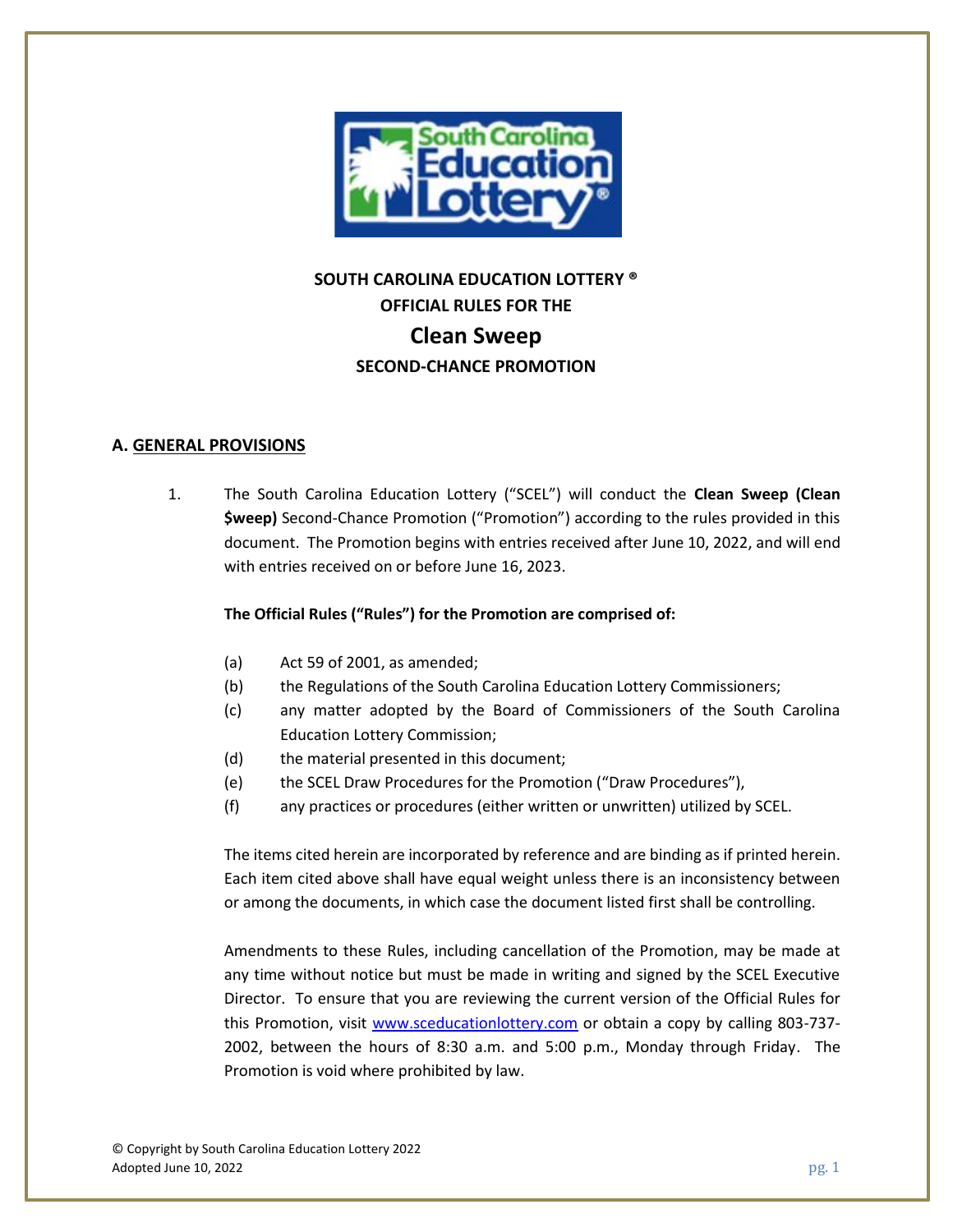**SOUTH CAROLINA EDUCATION LOTTERY ®**
**OFFICIAL RULES FOR THE**

# Clean Sweep

**SECOND-CHANCE PROMOTION**

## A. GENERAL PROVISIONS

1. The South Carolina Education Lottery ("SCEL") will conduct the **Clean Sweep (Clean $weep)** Second-Chance Promotion ("Promotion") according to the rules provided in this document. The Promotion begins with entries received after June 10, 2022, and will end with entries received on or before June 16, 2023.

   **The Official Rules ("Rules") for the Promotion are comprised of:**

   (a) Act 59 of 2001, as amended;
   (b) the Regulations of the South Carolina Education Lottery Commissioners;
   (c) any matter adopted by the Board of Commissioners of the South Carolina Education Lottery Commission;
   (d) the material presented in this document;
   (e) the SCEL Draw Procedures for the Promotion ("Draw Procedures"),
   (f) any practices or procedures (either written or unwritten) utilized by SCEL.

   The items cited herein are incorporated by reference and are binding as if printed herein. Each item cited above shall have equal weight unless there is an inconsistency between or among the documents, in which case the document listed first shall be controlling.

   Amendments to these Rules, including cancellation of the Promotion, may be made at any time without notice but must be made in writing and signed by the SCEL Executive Director. To ensure that you are reviewing the current version of the Official Rules for this Promotion, visit www.sceducationlottery.com or obtain a copy by calling 803-737-2002, between the hours of 8:30 a.m. and 5:00 p.m., Monday through Friday. The Promotion is void where prohibited by law.

© Copyright by South Carolina Education Lottery 2022
Adopted June 10, 2022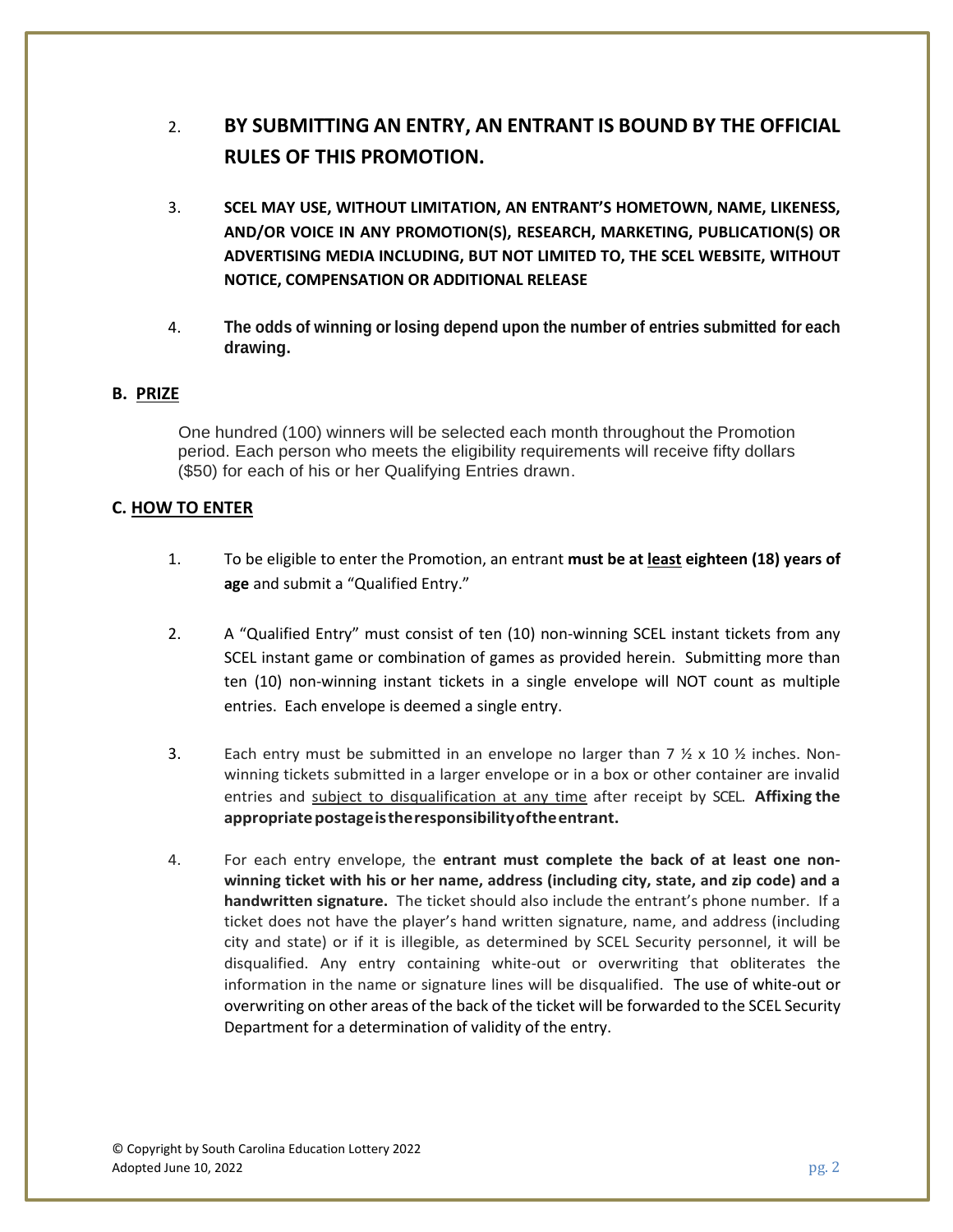2. **BY SUBMITTING AN ENTRY, AN ENTRANT IS BOUND BY THE OFFICIAL RULES OF THIS PROMOTION.**

3. **SCEL MAY USE, WITHOUT LIMITATION, AN ENTRANT'S HOMETOWN, NAME, LIKENESS, AND/OR VOICE IN ANY PROMOTION(S), RESEARCH, MARKETING, PUBLICATION(S) OR ADVERTISING MEDIA INCLUDING, BUT NOT LIMITED TO, THE SCEL WEBSITE, WITHOUT NOTICE, COMPENSATION OR ADDITIONAL RELEASE**

4. **The odds of winning or losing depend upon the number of entries submitted for each drawing.**

### B. PRIZE

One hundred (100) winners will be selected each month throughout the Promotion period. Each person who meets the eligibility requirements will receive fifty dollars ($50) for each of his or her Qualifying Entries drawn.

### C. HOW TO ENTER

1. To be eligible to enter the Promotion, an entrant **must be at least eighteen (18) years of age** and submit a "Qualified Entry."

2. A "Qualified Entry" must consist of ten (10) non-winning SCEL instant tickets from any SCEL instant game or combination of games as provided herein. Submitting more than ten (10) non-winning instant tickets in a single envelope will NOT count as multiple entries. Each envelope is deemed a single entry.

3. Each entry must be submitted in an envelope no larger than 7 ½ x 10 ½ inches. Non-winning tickets submitted in a larger envelope or in a box or other container are invalid entries and subject to disqualification at any time after receipt by SCEL. **Affixing the appropriate postage is the responsibility of the entrant.**

4. For each entry envelope, the **entrant must complete the back of at least one non-winning ticket with his or her name, address (including city, state, and zip code) and a handwritten signature.** The ticket should also include the entrant's phone number. If a ticket does not have the player's hand written signature, name, and address (including city and state) or if it is illegible, as determined by SCEL Security personnel, it will be disqualified. Any entry containing white-out or overwriting that obliterates the information in the name or signature lines will be disqualified. The use of white-out or overwriting on other areas of the back of the ticket will be forwarded to the SCEL Security Department for a determination of validity of the entry.

© Copyright by South Carolina Education Lottery 2022
Adopted June 10, 2022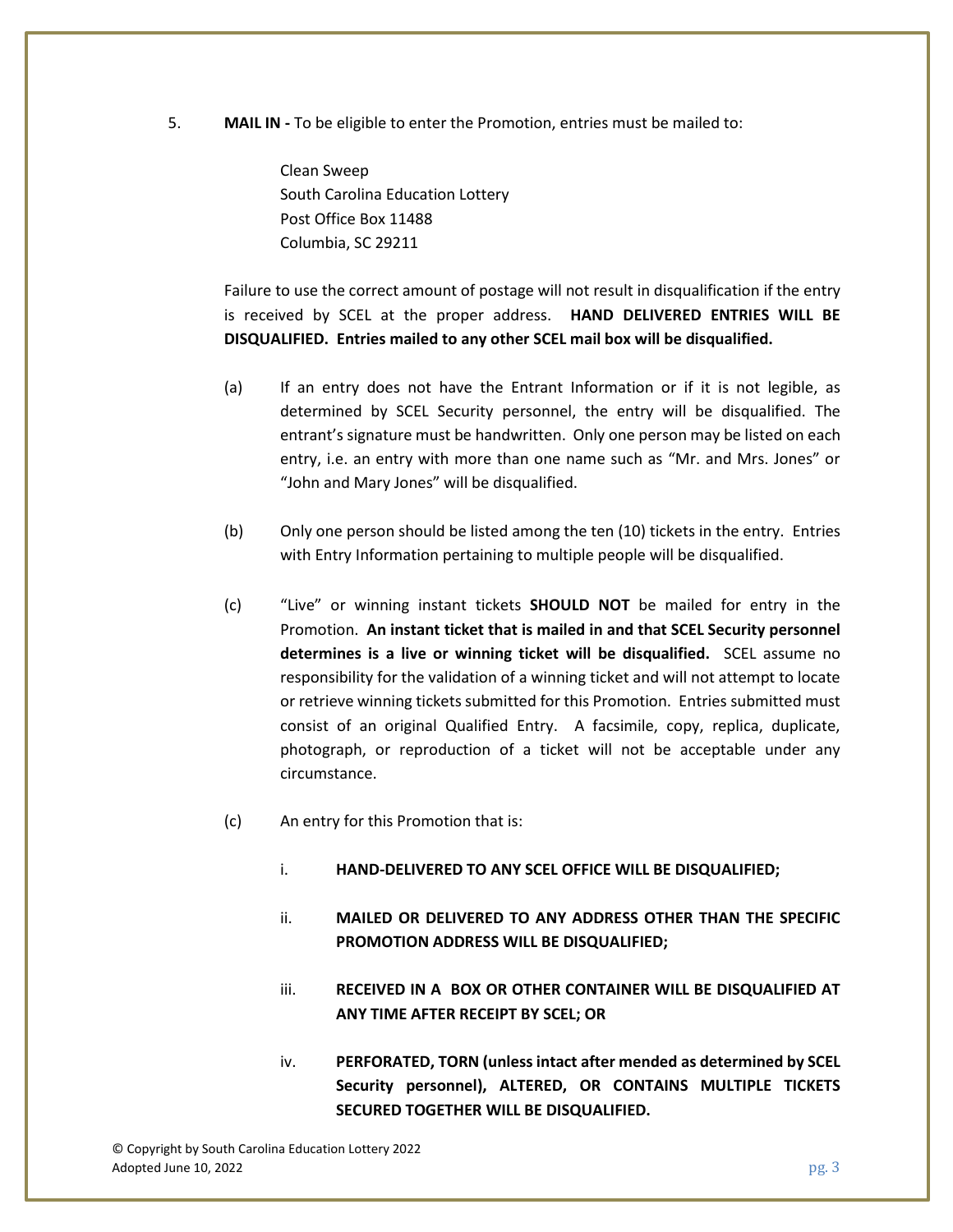5. **MAIL IN -** To be eligible to enter the Promotion, entries must be mailed to:

   Clean Sweep
   South Carolina Education Lottery
   Post Office Box 11488
   Columbia, SC 29211

   Failure to use the correct amount of postage will not result in disqualification if the entry is received by SCEL at the proper address. **HAND DELIVERED ENTRIES WILL BE DISQUALIFIED. Entries mailed to any other SCEL mail box will be disqualified.**

   (a) If an entry does not have the Entrant Information or if it is not legible, as determined by SCEL Security personnel, the entry will be disqualified. The entrant's signature must be handwritten. Only one person may be listed on each entry, i.e. an entry with more than one name such as "Mr. and Mrs. Jones" or "John and Mary Jones" will be disqualified.

   (b) Only one person should be listed among the ten (10) tickets in the entry. Entries with Entry Information pertaining to multiple people will be disqualified.

   (c) "Live" or winning instant tickets **SHOULD NOT** be mailed for entry in the Promotion. **An instant ticket that is mailed in and that SCEL Security personnel determines is a live or winning ticket will be disqualified.** SCEL assume no responsibility for the validation of a winning ticket and will not attempt to locate or retrieve winning tickets submitted for this Promotion. Entries submitted must consist of an original Qualified Entry. A facsimile, copy, replica, duplicate, photograph, or reproduction of a ticket will not be acceptable under any circumstance.

   (c) An entry for this Promotion that is:

      i. **HAND-DELIVERED TO ANY SCEL OFFICE WILL BE DISQUALIFIED;**

      ii. **MAILED OR DELIVERED TO ANY ADDRESS OTHER THAN THE SPECIFIC PROMOTION ADDRESS WILL BE DISQUALIFIED;**

      iii. **RECEIVED IN A BOX OR OTHER CONTAINER WILL BE DISQUALIFIED AT ANY TIME AFTER RECEIPT BY SCEL; OR**

      iv. **PERFORATED, TORN (unless intact after mended as determined by SCEL Security personnel), ALTERED, OR CONTAINS MULTIPLE TICKETS SECURED TOGETHER WILL BE DISQUALIFIED.**

© Copyright by South Carolina Education Lottery 2022
Adopted June 10, 2022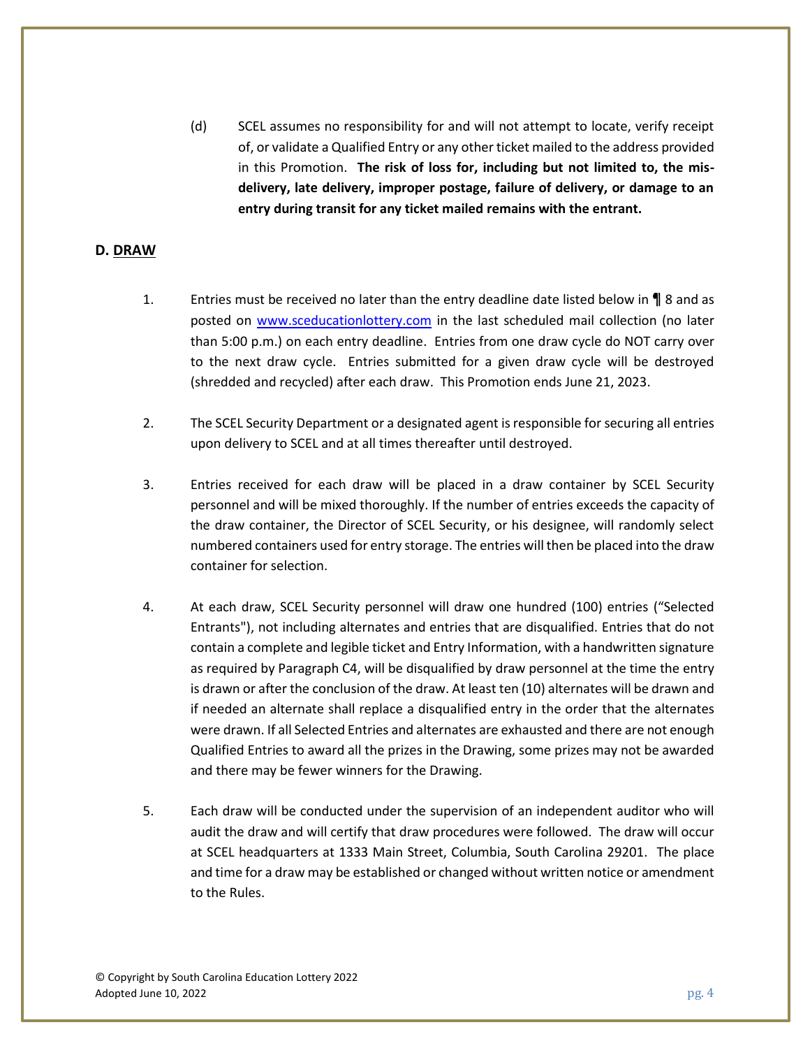(d) SCEL assumes no responsibility for and will not attempt to locate, verify receipt of, or validate a Qualified Entry or any other ticket mailed to the address provided in this Promotion. **The risk of loss for, including but not limited to, the mis-delivery, late delivery, improper postage, failure of delivery, or damage to an entry during transit for any ticket mailed remains with the entrant.**

### D. DRAW

1. Entries must be received no later than the entry deadline date listed below in ¶ 8 and as posted on www.sceducationlottery.com in the last scheduled mail collection (no later than 5:00 p.m.) on each entry deadline. Entries from one draw cycle do NOT carry over to the next draw cycle. Entries submitted for a given draw cycle will be destroyed (shredded and recycled) after each draw. This Promotion ends June 21, 2023.

2. The SCEL Security Department or a designated agent is responsible for securing all entries upon delivery to SCEL and at all times thereafter until destroyed.

3. Entries received for each draw will be placed in a draw container by SCEL Security personnel and will be mixed thoroughly. If the number of entries exceeds the capacity of the draw container, the Director of SCEL Security, or his designee, will randomly select numbered containers used for entry storage. The entries will then be placed into the draw container for selection.

4. At each draw, SCEL Security personnel will draw one hundred (100) entries ("Selected Entrants"), not including alternates and entries that are disqualified. Entries that do not contain a complete and legible ticket and Entry Information, with a handwritten signature as required by Paragraph C4, will be disqualified by draw personnel at the time the entry is drawn or after the conclusion of the draw. At least ten (10) alternates will be drawn and if needed an alternate shall replace a disqualified entry in the order that the alternates were drawn. If all Selected Entries and alternates are exhausted and there are not enough Qualified Entries to award all the prizes in the Drawing, some prizes may not be awarded and there may be fewer winners for the Drawing.

5. Each draw will be conducted under the supervision of an independent auditor who will audit the draw and will certify that draw procedures were followed. The draw will occur at SCEL headquarters at 1333 Main Street, Columbia, South Carolina 29201. The place and time for a draw may be established or changed without written notice or amendment to the Rules.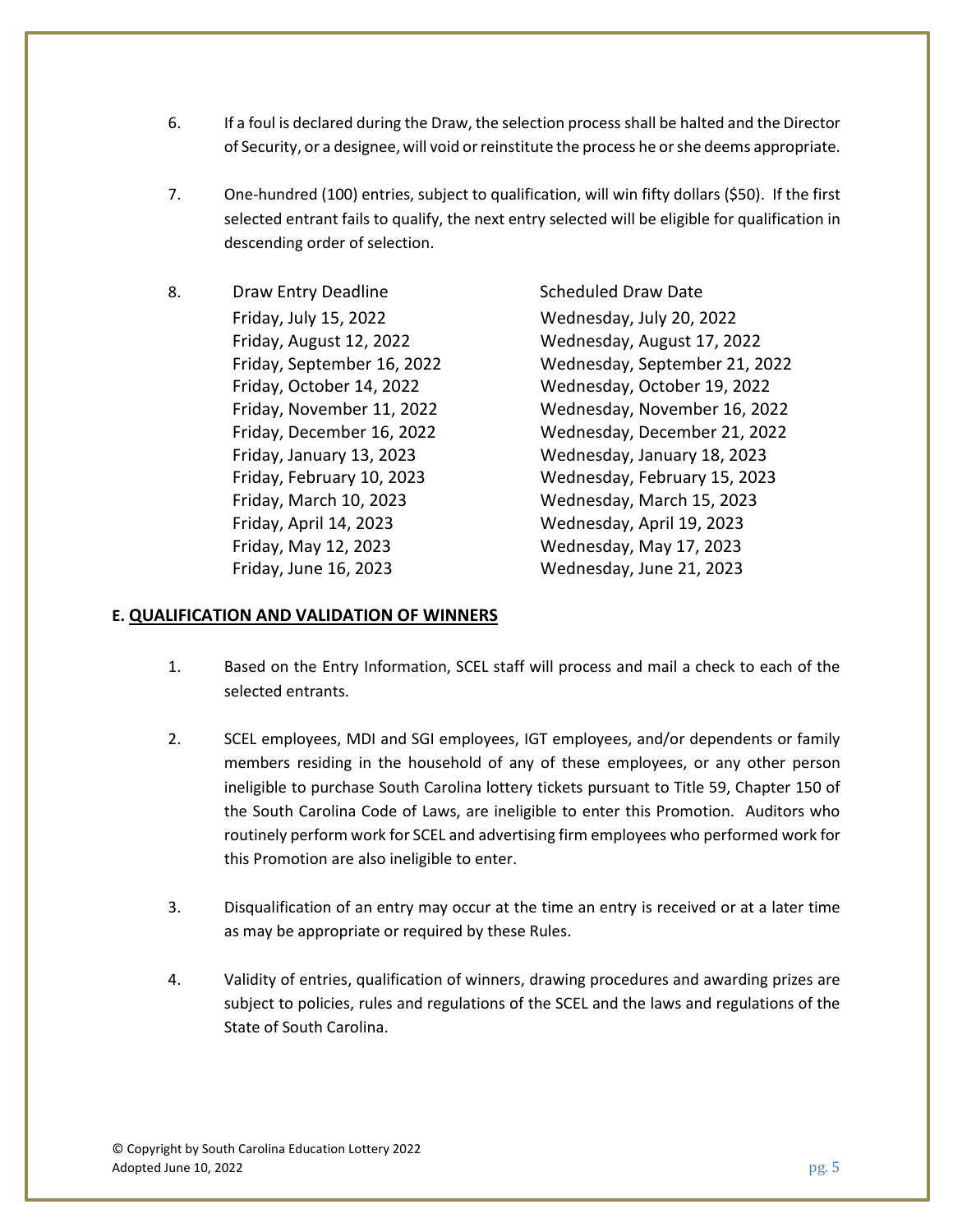6. If a foul is declared during the Draw, the selection process shall be halted and the Director of Security, or a designee, will void or reinstitute the process he or she deems appropriate.

7. One-hundred (100) entries, subject to qualification, will win fifty dollars ($50). If the first selected entrant fails to qualify, the next entry selected will be eligible for qualification in descending order of selection.

8.

| Draw Entry Deadline | Scheduled Draw Date |
|---|---|
| Friday, July 15, 2022 | Wednesday, July 20, 2022 |
| Friday, August 12, 2022 | Wednesday, August 17, 2022 |
| Friday, September 16, 2022 | Wednesday, September 21, 2022 |
| Friday, October 14, 2022 | Wednesday, October 19, 2022 |
| Friday, November 11, 2022 | Wednesday, November 16, 2022 |
| Friday, December 16, 2022 | Wednesday, December 21, 2022 |
| Friday, January 13, 2023 | Wednesday, January 18, 2023 |
| Friday, February 10, 2023 | Wednesday, February 15, 2023 |
| Friday, March 10, 2023 | Wednesday, March 15, 2023 |
| Friday, April 14, 2023 | Wednesday, April 19, 2023 |
| Friday, May 12, 2023 | Wednesday, May 17, 2023 |
| Friday, June 16, 2023 | Wednesday, June 21, 2023 |

## E. QUALIFICATION AND VALIDATION OF WINNERS

1. Based on the Entry Information, SCEL staff will process and mail a check to each of the selected entrants.

2. SCEL employees, MDI and SGI employees, IGT employees, and/or dependents or family members residing in the household of any of these employees, or any other person ineligible to purchase South Carolina lottery tickets pursuant to Title 59, Chapter 150 of the South Carolina Code of Laws, are ineligible to enter this Promotion. Auditors who routinely perform work for SCEL and advertising firm employees who performed work for this Promotion are also ineligible to enter.

3. Disqualification of an entry may occur at the time an entry is received or at a later time as may be appropriate or required by these Rules.

4. Validity of entries, qualification of winners, drawing procedures and awarding prizes are subject to policies, rules and regulations of the SCEL and the laws and regulations of the State of South Carolina.

© Copyright by South Carolina Education Lottery 2022
Adopted June 10, 2022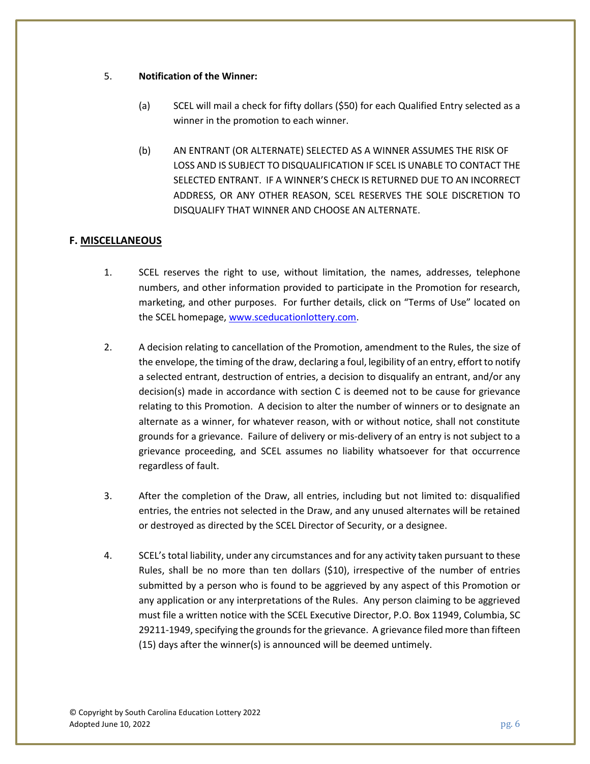5. **Notification of the Winner:**

   (a) SCEL will mail a check for fifty dollars ($50) for each Qualified Entry selected as a winner in the promotion to each winner.

   (b) AN ENTRANT (OR ALTERNATE) SELECTED AS A WINNER ASSUMES THE RISK OF LOSS AND IS SUBJECT TO DISQUALIFICATION IF SCEL IS UNABLE TO CONTACT THE SELECTED ENTRANT. IF A WINNER'S CHECK IS RETURNED DUE TO AN INCORRECT ADDRESS, OR ANY OTHER REASON, SCEL RESERVES THE SOLE DISCRETION TO DISQUALIFY THAT WINNER AND CHOOSE AN ALTERNATE.

## F. MISCELLANEOUS

1. SCEL reserves the right to use, without limitation, the names, addresses, telephone numbers, and other information provided to participate in the Promotion for research, marketing, and other purposes. For further details, click on "Terms of Use" located on the SCEL homepage, [www.sceducationlottery.com](www.sceducationlottery.com).

2. A decision relating to cancellation of the Promotion, amendment to the Rules, the size of the envelope, the timing of the draw, declaring a foul, legibility of an entry, effort to notify a selected entrant, destruction of entries, a decision to disqualify an entrant, and/or any decision(s) made in accordance with section C is deemed not to be cause for grievance relating to this Promotion. A decision to alter the number of winners or to designate an alternate as a winner, for whatever reason, with or without notice, shall not constitute grounds for a grievance. Failure of delivery or mis-delivery of an entry is not subject to a grievance proceeding, and SCEL assumes no liability whatsoever for that occurrence regardless of fault.

3. After the completion of the Draw, all entries, including but not limited to: disqualified entries, the entries not selected in the Draw, and any unused alternates will be retained or destroyed as directed by the SCEL Director of Security, or a designee.

4. SCEL's total liability, under any circumstances and for any activity taken pursuant to these Rules, shall be no more than ten dollars ($10), irrespective of the number of entries submitted by a person who is found to be aggrieved by any aspect of this Promotion or any application or any interpretations of the Rules. Any person claiming to be aggrieved must file a written notice with the SCEL Executive Director, P.O. Box 11949, Columbia, SC 29211-1949, specifying the grounds for the grievance. A grievance filed more than fifteen (15) days after the winner(s) is announced will be deemed untimely.

© Copyright by South Carolina Education Lottery 2022
Adopted June 10, 2022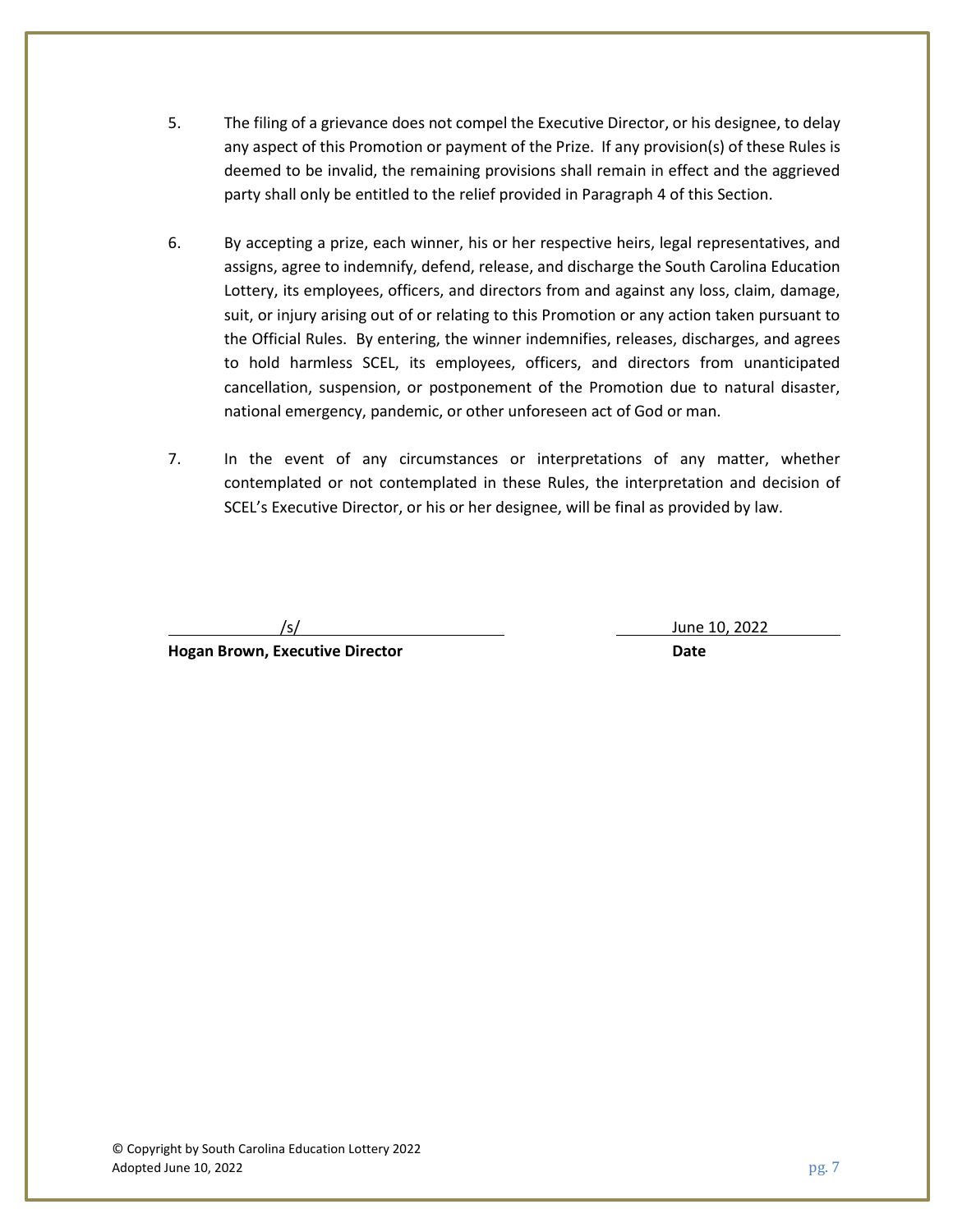5. The filing of a grievance does not compel the Executive Director, or his designee, to delay any aspect of this Promotion or payment of the Prize. If any provision(s) of these Rules is deemed to be invalid, the remaining provisions shall remain in effect and the aggrieved party shall only be entitled to the relief provided in Paragraph 4 of this Section.

6. By accepting a prize, each winner, his or her respective heirs, legal representatives, and assigns, agree to indemnify, defend, release, and discharge the South Carolina Education Lottery, its employees, officers, and directors from and against any loss, claim, damage, suit, or injury arising out of or relating to this Promotion or any action taken pursuant to the Official Rules. By entering, the winner indemnifies, releases, discharges, and agrees to hold harmless SCEL, its employees, officers, and directors from unanticipated cancellation, suspension, or postponement of the Promotion due to natural disaster, national emergency, pandemic, or other unforeseen act of God or man.

7. In the event of any circumstances or interpretations of any matter, whether contemplated or not contemplated in these Rules, the interpretation and decision of SCEL's Executive Director, or his or her designee, will be final as provided by law.

/s/
**Hogan Brown, Executive Director**

June 10, 2022
**Date**

© Copyright by South Carolina Education Lottery 2022
Adopted June 10, 2022